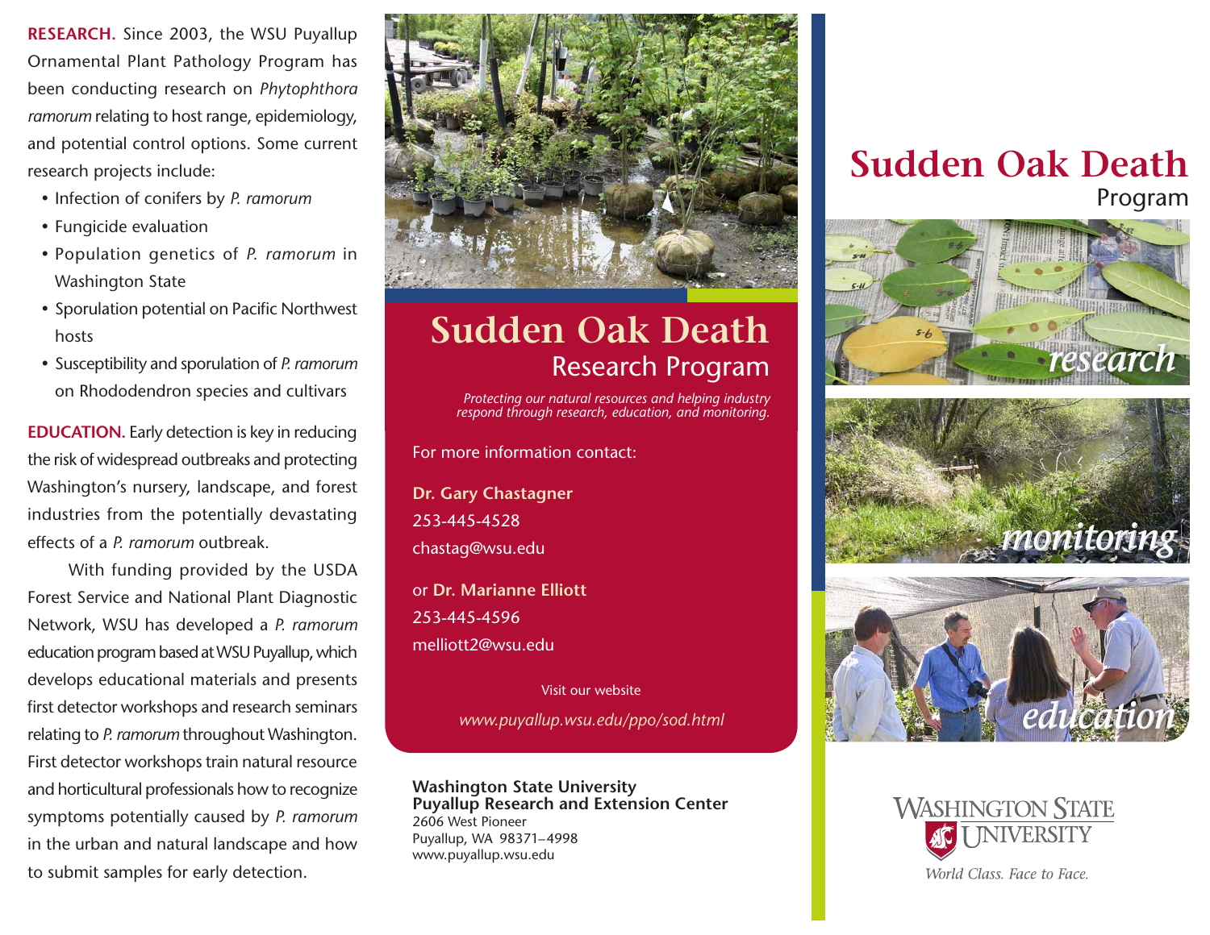**RESEARCH.** Since 2003, the WSU Puyallup Ornamental Plant Pathology Program has been conducting research on *Phytophthora ramorum* relating to host range, epidemiology, and potential control options. Some current research projects include:

- Infection of conifers by *P. ramorum*
- Fungicide evaluation
- Population genetics of *P. ramorum* in Washington State
- Sporulation potential on Pacific Northwest hosts
- Susceptibility and sporulation of *P. ramorum* on Rhododendron species and cultivars

**EDUCATION.** Early detection is key in reducing the risk of widespread outbreaks and protecting Washington's nursery, landscape, and forest industries from the potentially devastating effects of a *P. ramorum* outbreak.

With funding provided by the USDA Forest Service and National Plant Diagnostic Network, WSU has developed a *P. ramorum* education program based at WSU Puyallup, which develops educational materials and presents first detector workshops and research seminars relating to *P. ramorum* throughout Washington. First detector workshops train natural resource and horticultural professionals how to recognize symptoms potentially caused by *P. ramorum* in the urban and natural landscape and how to submit samples for early detection.

# Sudden Oak Death
## Research Program

*Protecting our natural resources and helping industry respond through research, education, and monitoring.*

For more information contact:

**Dr. Gary Chastagner**
253-445-4528
chastag@wsu.edu

or **Dr. Marianne Elliott**
253-445-4596
melliott2@wsu.edu

Visit our website

*www.puyallup.wsu.edu/ppo/sod.html*

**Washington State University**
**Puyallup Research and Extension Center**
2606 West Pioneer
Puyallup, WA 98371–4998
www.puyallup.wsu.edu

# Sudden Oak Death
## Program

*research*

*monitoring*

*education*

Washington State University

*World Class. Face to Face.*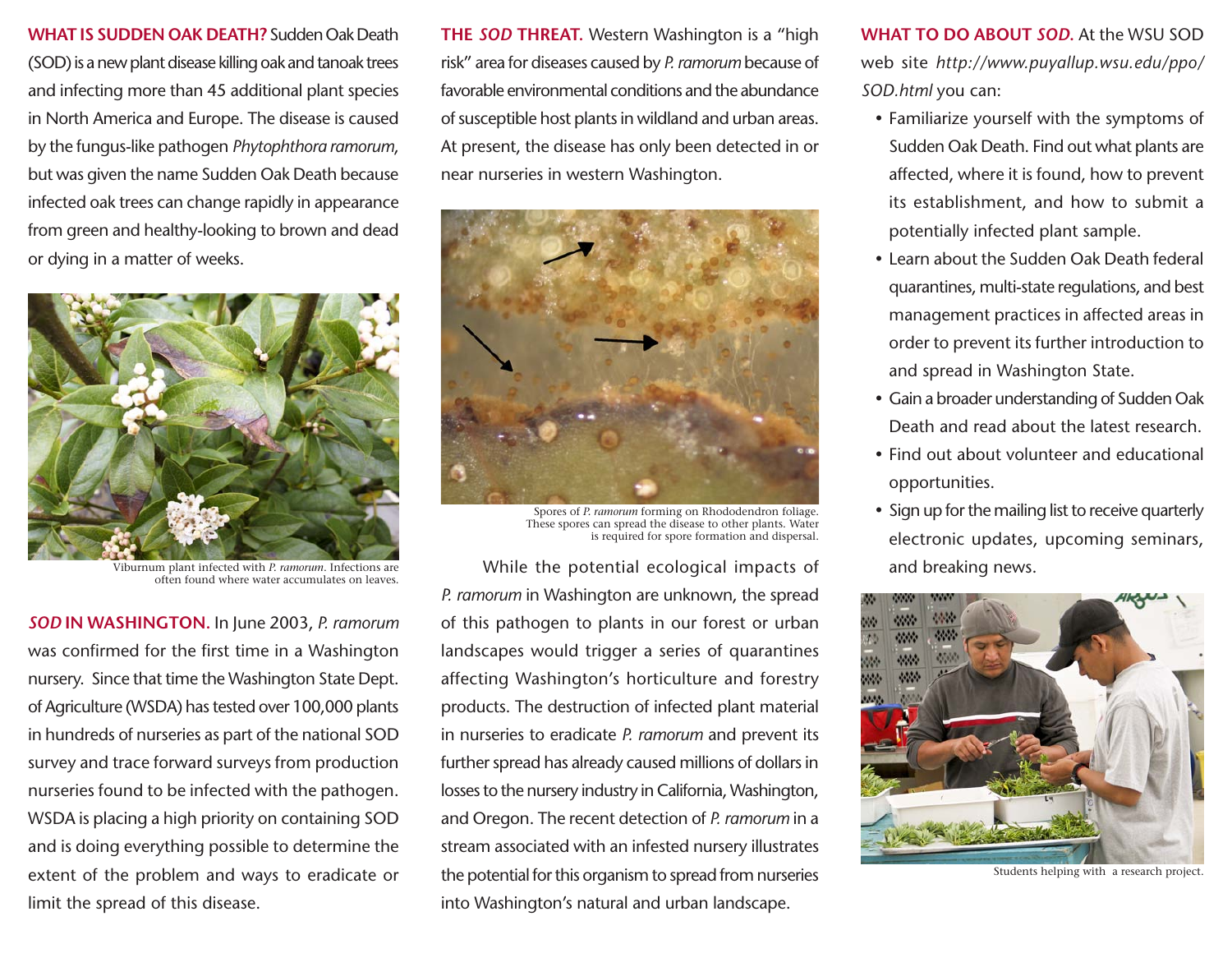**WHAT IS SUDDEN OAK DEATH?** Sudden Oak Death (SOD) is a new plant disease killing oak and tanoak trees and infecting more than 45 additional plant species in North America and Europe. The disease is caused by the fungus-like pathogen *Phytophthora ramorum*, but was given the name Sudden Oak Death because infected oak trees can change rapidly in appearance from green and healthy-looking to brown and dead or dying in a matter of weeks.

Viburnum plant infected with *P. ramorum*. Infections are often found where water accumulates on leaves.

***SOD* IN WASHINGTON.** In June 2003, *P. ramorum* was confirmed for the first time in a Washington nursery. Since that time the Washington State Dept. of Agriculture (WSDA) has tested over 100,000 plants in hundreds of nurseries as part of the national SOD survey and trace forward surveys from production nurseries found to be infected with the pathogen. WSDA is placing a high priority on containing SOD and is doing everything possible to determine the extent of the problem and ways to eradicate or limit the spread of this disease.

**THE *SOD* THREAT.** Western Washington is a "high risk" area for diseases caused by *P. ramorum* because of favorable environmental conditions and the abundance of susceptible host plants in wildland and urban areas. At present, the disease has only been detected in or near nurseries in western Washington.

Spores of *P. ramorum* forming on Rhododendron foliage. These spores can spread the disease to other plants. Water is required for spore formation and dispersal.

While the potential ecological impacts of *P. ramorum* in Washington are unknown, the spread of this pathogen to plants in our forest or urban landscapes would trigger a series of quarantines affecting Washington's horticulture and forestry products. The destruction of infected plant material in nurseries to eradicate *P. ramorum* and prevent its further spread has already caused millions of dollars in losses to the nursery industry in California, Washington, and Oregon. The recent detection of *P. ramorum* in a stream associated with an infested nursery illustrates the potential for this organism to spread from nurseries into Washington's natural and urban landscape.

**WHAT TO DO ABOUT *SOD*.** At the WSU SOD web site *http://www.puyallup.wsu.edu/ppo/SOD.html* you can:

- Familiarize yourself with the symptoms of Sudden Oak Death. Find out what plants are affected, where it is found, how to prevent its establishment, and how to submit a potentially infected plant sample.
- Learn about the Sudden Oak Death federal quarantines, multi-state regulations, and best management practices in affected areas in order to prevent its further introduction to and spread in Washington State.
- Gain a broader understanding of Sudden Oak Death and read about the latest research.
- Find out about volunteer and educational opportunities.
- Sign up for the mailing list to receive quarterly electronic updates, upcoming seminars, and breaking news.

Students helping with a research project.